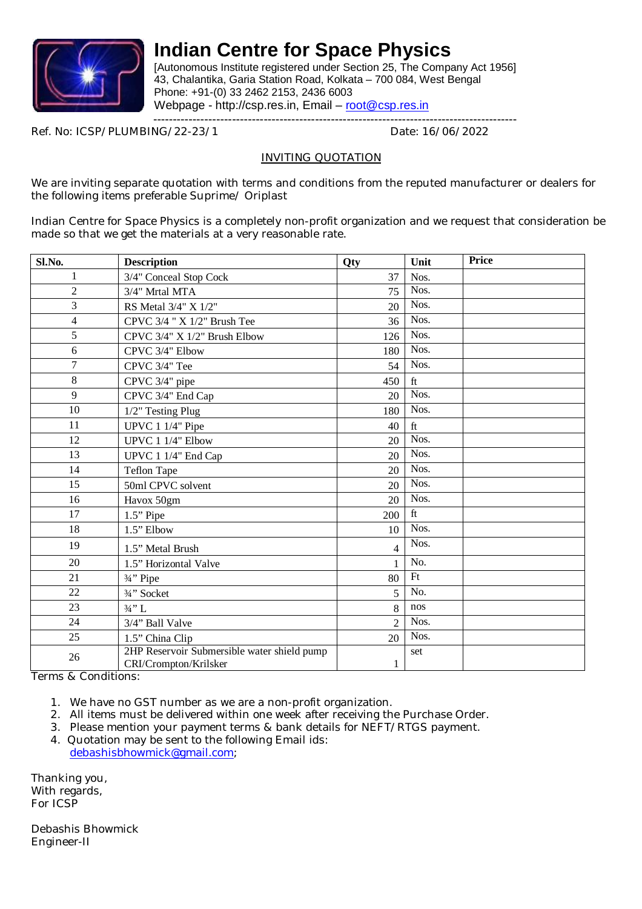# Indian Centre for Space Physics

[Autonomous Institute registered under Section 25, The Company Act 1956]
43, Chalantika, Garia Station Road, Kolkata – 700 084, West Bengal
Phone: +91-(0) 33 2462 2153, 2436 6003
Webpage - http://csp.res.in, Email – root@csp.res.in

Ref. No: ICSP/PLUMBING/22-23/1 Date: 16/06/2022

## INVITING QUOTATION

We are inviting separate quotation with terms and conditions from the reputed manufacturer or dealers for the following items preferable Suprime/ Oriplast

Indian Centre for Space Physics is a completely non-profit organization and we request that consideration be made so that we get the materials at a very reasonable rate.

| Sl.No. | Description | Qty | Unit | Price |
|---|---|---|---|---|
| 1 | 3/4" Conceal Stop Cock | 37 | Nos. | |
| 2 | 3/4" Mrtal MTA | 75 | Nos. | |
| 3 | RS Metal 3/4" X 1/2" | 20 | Nos. | |
| 4 | CPVC 3/4 " X 1/2" Brush Tee | 36 | Nos. | |
| 5 | CPVC 3/4" X 1/2" Brush Elbow | 126 | Nos. | |
| 6 | CPVC 3/4" Elbow | 180 | Nos. | |
| 7 | CPVC 3/4" Tee | 54 | Nos. | |
| 8 | CPVC 3/4" pipe | 450 | ft | |
| 9 | CPVC 3/4" End Cap | 20 | Nos. | |
| 10 | 1/2" Testing Plug | 180 | Nos. | |
| 11 | UPVC 1 1/4" Pipe | 40 | ft | |
| 12 | UPVC 1 1/4" Elbow | 20 | Nos. | |
| 13 | UPVC 1 1/4" End Cap | 20 | Nos. | |
| 14 | Teflon Tape | 20 | Nos. | |
| 15 | 50ml CPVC solvent | 20 | Nos. | |
| 16 | Havox 50gm | 20 | Nos. | |
| 17 | 1.5" Pipe | 200 | ft | |
| 18 | 1.5" Elbow | 10 | Nos. | |
| 19 | 1.5" Metal Brush | 4 | Nos. | |
| 20 | 1.5" Horizontal Valve | 1 | No. | |
| 21 | ¾" Pipe | 80 | Ft | |
| 22 | ¾" Socket | 5 | No. | |
| 23 | ¾" L | 8 | nos | |
| 24 | 3/4" Ball Valve | 2 | Nos. | |
| 25 | 1.5" China Clip | 20 | Nos. | |
| 26 | 2HP Reservoir Submersible water shield pump CRI/Crompton/Krilsker | 1 | set | |

Terms & Conditions:

1. We have no GST number as we are a non-profit organization.
2. All items must be delivered within one week after receiving the Purchase Order.
3. Please mention your payment terms & bank details for NEFT/RTGS payment.
4. Quotation may be sent to the following Email ids:
   debashisbhowmick@gmail.com;

Thanking you,
With regards,
For ICSP

Debashis Bhowmick
Engineer-II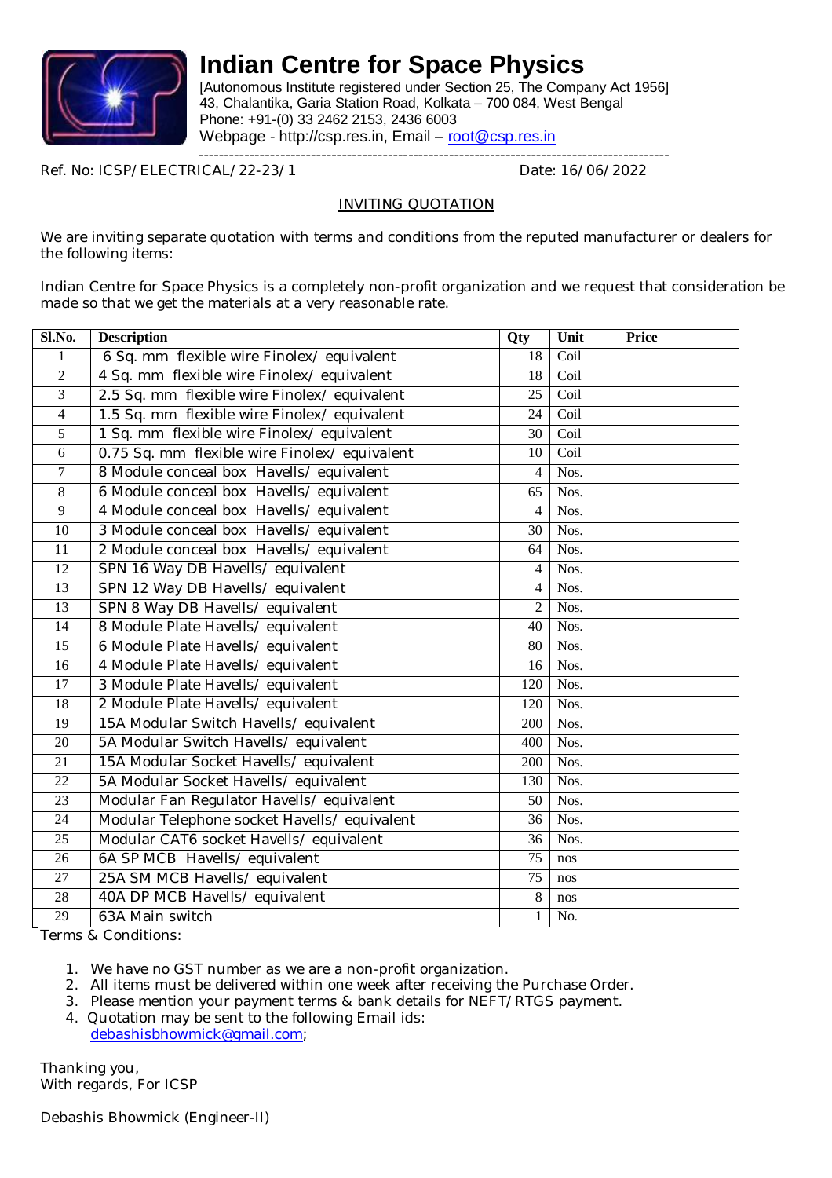# Indian Centre for Space Physics

[Autonomous Institute registered under Section 25, The Company Act 1956]
43, Chalantika, Garia Station Road, Kolkata – 700 084, West Bengal
Phone: +91-(0) 33 2462 2153, 2436 6003
Webpage - http://csp.res.in, Email – root@csp.res.in

---

Ref. No: ICSP/ELECTRICAL/22-23/1 Date: 16/06/2022

## INVITING QUOTATION

We are inviting separate quotation with terms and conditions from the reputed manufacturer or dealers for the following items:

Indian Centre for Space Physics is a completely non-profit organization and we request that consideration be made so that we get the materials at a very reasonable rate.

| Sl.No. | Description | Qty | Unit | Price |
|---|---|---|---|---|
| 1 | 6 Sq. mm flexible wire Finolex/ equivalent | 18 | Coil | |
| 2 | 4 Sq. mm flexible wire Finolex/ equivalent | 18 | Coil | |
| 3 | 2.5 Sq. mm flexible wire Finolex/ equivalent | 25 | Coil | |
| 4 | 1.5 Sq. mm flexible wire Finolex/ equivalent | 24 | Coil | |
| 5 | 1 Sq. mm flexible wire Finolex/ equivalent | 30 | Coil | |
| 6 | 0.75 Sq. mm flexible wire Finolex/ equivalent | 10 | Coil | |
| 7 | 8 Module conceal box Havells/ equivalent | 4 | Nos. | |
| 8 | 6 Module conceal box Havells/ equivalent | 65 | Nos. | |
| 9 | 4 Module conceal box Havells/ equivalent | 4 | Nos. | |
| 10 | 3 Module conceal box Havells/ equivalent | 30 | Nos. | |
| 11 | 2 Module conceal box Havells/ equivalent | 64 | Nos. | |
| 12 | SPN 16 Way DB Havells/ equivalent | 4 | Nos. | |
| 13 | SPN 12 Way DB Havells/ equivalent | 4 | Nos. | |
| 13 | SPN 8 Way DB Havells/ equivalent | 2 | Nos. | |
| 14 | 8 Module Plate Havells/ equivalent | 40 | Nos. | |
| 15 | 6 Module Plate Havells/ equivalent | 80 | Nos. | |
| 16 | 4 Module Plate Havells/ equivalent | 16 | Nos. | |
| 17 | 3 Module Plate Havells/ equivalent | 120 | Nos. | |
| 18 | 2 Module Plate Havells/ equivalent | 120 | Nos. | |
| 19 | 15A Modular Switch Havells/ equivalent | 200 | Nos. | |
| 20 | 5A Modular Switch Havells/ equivalent | 400 | Nos. | |
| 21 | 15A Modular Socket Havells/ equivalent | 200 | Nos. | |
| 22 | 5A Modular Socket Havells/ equivalent | 130 | Nos. | |
| 23 | Modular Fan Regulator Havells/ equivalent | 50 | Nos. | |
| 24 | Modular Telephone socket Havells/ equivalent | 36 | Nos. | |
| 25 | Modular CAT6 socket Havells/ equivalent | 36 | Nos. | |
| 26 | 6A SP MCB Havells/ equivalent | 75 | nos | |
| 27 | 25A SM MCB Havells/ equivalent | 75 | nos | |
| 28 | 40A DP MCB Havells/ equivalent | 8 | nos | |
| 29 | 63A Main switch | 1 | No. | |

Terms & Conditions:

1. We have no GST number as we are a non-profit organization.
2. All items must be delivered within one week after receiving the Purchase Order.
3. Please mention your payment terms & bank details for NEFT/RTGS payment.
4. Quotation may be sent to the following Email ids:
   debashisbhowmick@gmail.com;

Thanking you,
With regards, For ICSP

Debashis Bhowmick (Engineer-II)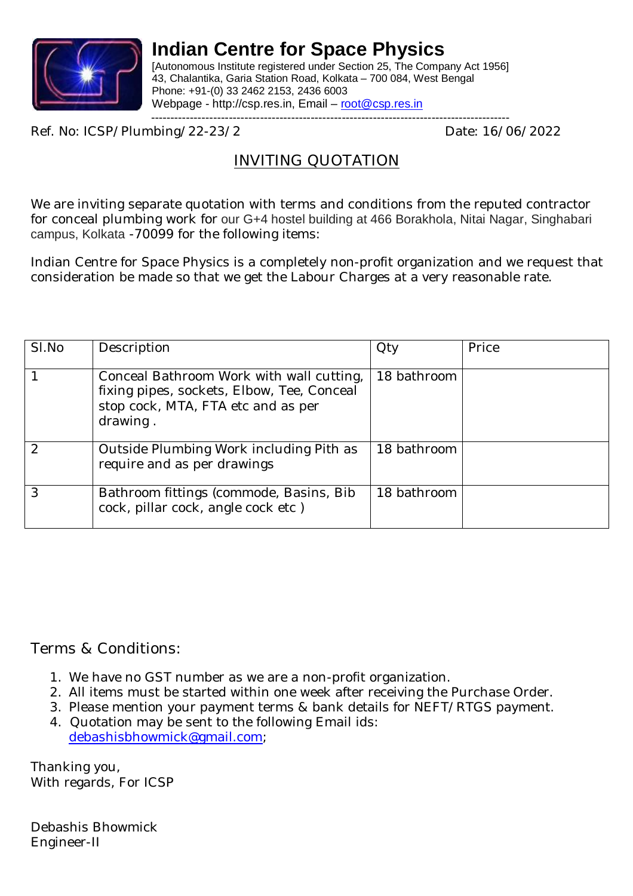# Indian Centre for Space Physics

[Autonomous Institute registered under Section 25, The Company Act 1956]
43, Chalantika, Garia Station Road, Kolkata – 700 084, West Bengal
Phone: +91-(0) 33 2462 2153, 2436 6003
Webpage - http://csp.res.in, Email – root@csp.res.in

---

Ref. No: ICSP/Plumbing/22-23/2 Date: 16/06/2022

## INVITING QUOTATION

We are inviting separate quotation with terms and conditions from the reputed contractor for conceal plumbing work for our G+4 hostel building at 466 Borakhola, Nitai Nagar, Singhabari campus, Kolkata -70099 for the following items:

Indian Centre for Space Physics is a completely non-profit organization and we request that consideration be made so that we get the Labour Charges at a very reasonable rate.

| Sl.No | Description | Qty | Price |
|---|---|---|---|
| 1 | Conceal Bathroom Work with wall cutting, fixing pipes, sockets, Elbow, Tee, Conceal stop cock, MTA, FTA etc and as per drawing . | 18 bathroom | |
| 2 | Outside Plumbing Work including Pith as require and as per drawings | 18 bathroom | |
| 3 | Bathroom fittings (commode, Basins, Bib cock, pillar cock, angle cock etc ) | 18 bathroom | |

Terms & Conditions:

1. We have no GST number as we are a non-profit organization.
2. All items must be started within one week after receiving the Purchase Order.
3. Please mention your payment terms & bank details for NEFT/RTGS payment.
4. Quotation may be sent to the following Email ids: debashisbhowmick@gmail.com;

Thanking you,
With regards, For ICSP

Debashis Bhowmick
Engineer-II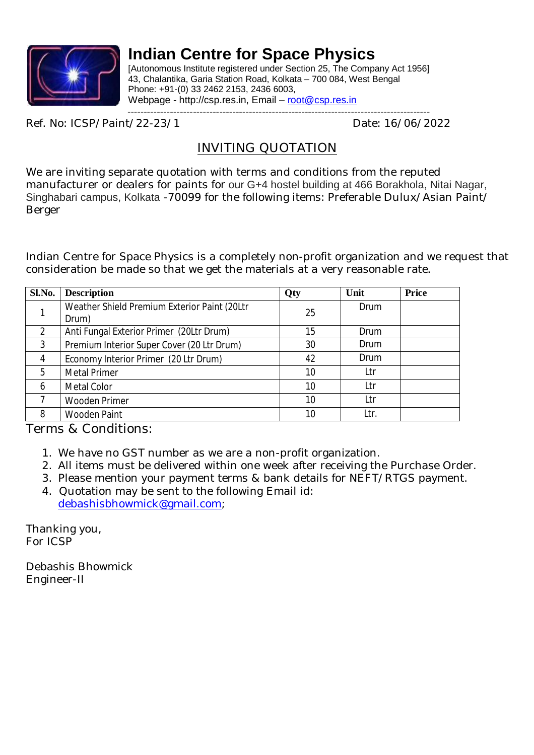# Indian Centre for Space Physics

[Autonomous Institute registered under Section 25, The Company Act 1956]
43, Chalantika, Garia Station Road, Kolkata – 700 084, West Bengal
Phone: +91-(0) 33 2462 2153, 2436 6003,
Webpage - http://csp.res.in, Email – root@csp.res.in

Ref. No: ICSP/Paint/22-23/1 Date: 16/06/2022

## INVITING QUOTATION

We are inviting separate quotation with terms and conditions from the reputed manufacturer or dealers for paints for our G+4 hostel building at 466 Borakhola, Nitai Nagar, Singhabari campus, Kolkata -70099 for the following items: Preferable Dulux/Asian Paint/ Berger

Indian Centre for Space Physics is a completely non-profit organization and we request that consideration be made so that we get the materials at a very reasonable rate.

| Sl.No. | Description | Qty | Unit | Price |
|---|---|---|---|---|
| 1 | Weather Shield Premium Exterior Paint (20Ltr Drum) | 25 | Drum | |
| 2 | Anti Fungal Exterior Primer (20Ltr Drum) | 15 | Drum | |
| 3 | Premium Interior Super Cover (20 Ltr Drum) | 30 | Drum | |
| 4 | Economy Interior Primer (20 Ltr Drum) | 42 | Drum | |
| 5 | Metal Primer | 10 | Ltr | |
| 6 | Metal Color | 10 | Ltr | |
| 7 | Wooden Primer | 10 | Ltr | |
| 8 | Wooden Paint | 10 | Ltr. | |

Terms & Conditions:

1. We have no GST number as we are a non-profit organization.
2. All items must be delivered within one week after receiving the Purchase Order.
3. Please mention your payment terms & bank details for NEFT/RTGS payment.
4. Quotation may be sent to the following Email id: debashisbhowmick@gmail.com;

Thanking you,
For ICSP

Debashis Bhowmick
Engineer-II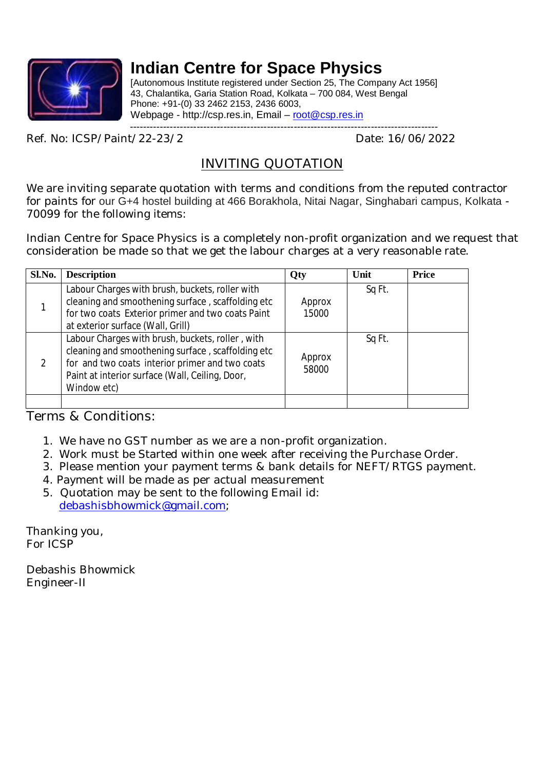# Indian Centre for Space Physics

[Autonomous Institute registered under Section 25, The Company Act 1956]
43, Chalantika, Garia Station Road, Kolkata – 700 084, West Bengal
Phone: +91-(0) 33 2462 2153, 2436 6003,
Webpage - http://csp.res.in, Email – root@csp.res.in

Ref. No: ICSP/Paint/22-23/2 Date: 16/06/2022

## INVITING QUOTATION

We are inviting separate quotation with terms and conditions from the reputed contractor for paints for our G+4 hostel building at 466 Borakhola, Nitai Nagar, Singhabari campus, Kolkata - 70099 for the following items:

Indian Centre for Space Physics is a completely non-profit organization and we request that consideration be made so that we get the labour charges at a very reasonable rate.

| Sl.No. | Description | Qty | Unit | Price |
|---|---|---|---|---|
| 1 | Labour Charges with brush, buckets, roller with cleaning and smoothening surface , scaffolding etc for two coats Exterior primer and two coats Paint at exterior surface (Wall, Grill) | Approx 15000 | Sq Ft. | |
| 2 | Labour Charges with brush, buckets, roller , with cleaning and smoothening surface , scaffolding etc for and two coats interior primer and two coats Paint at interior surface (Wall, Ceiling, Door, Window etc) | Approx 58000 | Sq Ft. | |
| | | | | |

Terms & Conditions:

1. We have no GST number as we are a non-profit organization.
2. Work must be Started within one week after receiving the Purchase Order.
3. Please mention your payment terms & bank details for NEFT/RTGS payment.
4. Payment will be made as per actual measurement
5. Quotation may be sent to the following Email id: debashisbhowmick@gmail.com;

Thanking you,
For ICSP

Debashis Bhowmick
Engineer-II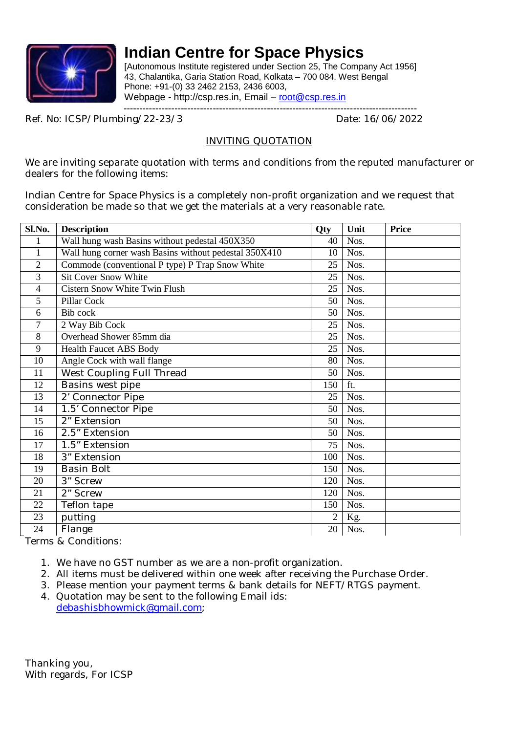# Indian Centre for Space Physics

[Autonomous Institute registered under Section 25, The Company Act 1956]
43, Chalantika, Garia Station Road, Kolkata – 700 084, West Bengal
Phone: +91-(0) 33 2462 2153, 2436 6003,
Webpage - http://csp.res.in, Email – root@csp.res.in

---

Ref. No: ICSP/Plumbing/22-23/3 Date: 16/06/2022

## INVITING QUOTATION

We are inviting separate quotation with terms and conditions from the reputed manufacturer or dealers for the following items:

Indian Centre for Space Physics is a completely non-profit organization and we request that consideration be made so that we get the materials at a very reasonable rate.

| Sl.No. | Description | Qty | Unit | Price |
|---|---|---|---|---|
| 1 | Wall hung wash Basins without pedestal 450X350 | 40 | Nos. | |
| 1 | Wall hung corner wash Basins without pedestal 350X410 | 10 | Nos. | |
| 2 | Commode (conventional P type) P Trap Snow White | 25 | Nos. | |
| 3 | Sit Cover Snow White | 25 | Nos. | |
| 4 | Cistern Snow White Twin Flush | 25 | Nos. | |
| 5 | Pillar Cock | 50 | Nos. | |
| 6 | Bib cock | 50 | Nos. | |
| 7 | 2 Way Bib Cock | 25 | Nos. | |
| 8 | Overhead Shower 85mm dia | 25 | Nos. | |
| 9 | Health Faucet ABS Body | 25 | Nos. | |
| 10 | Angle Cock with wall flange | 80 | Nos. | |
| 11 | West Coupling Full Thread | 50 | Nos. | |
| 12 | Basins west pipe | 150 | ft. | |
| 13 | 2' Connector Pipe | 25 | Nos. | |
| 14 | 1.5' Connector Pipe | 50 | Nos. | |
| 15 | 2" Extension | 50 | Nos. | |
| 16 | 2.5" Extension | 50 | Nos. | |
| 17 | 1.5" Extension | 75 | Nos. | |
| 18 | 3" Extension | 100 | Nos. | |
| 19 | Basin Bolt | 150 | Nos. | |
| 20 | 3" Screw | 120 | Nos. | |
| 21 | 2" Screw | 120 | Nos. | |
| 22 | Teflon tape | 150 | Nos. | |
| 23 | putting | 2 | Kg. | |
| 24 | Flange | 20 | Nos. | |

Terms & Conditions:

1. We have no GST number as we are a non-profit organization.
2. All items must be delivered within one week after receiving the Purchase Order.
3. Please mention your payment terms & bank details for NEFT/RTGS payment.
4. Quotation may be sent to the following Email ids:
   debashisbhowmick@gmail.com;

Thanking you,
With regards, For ICSP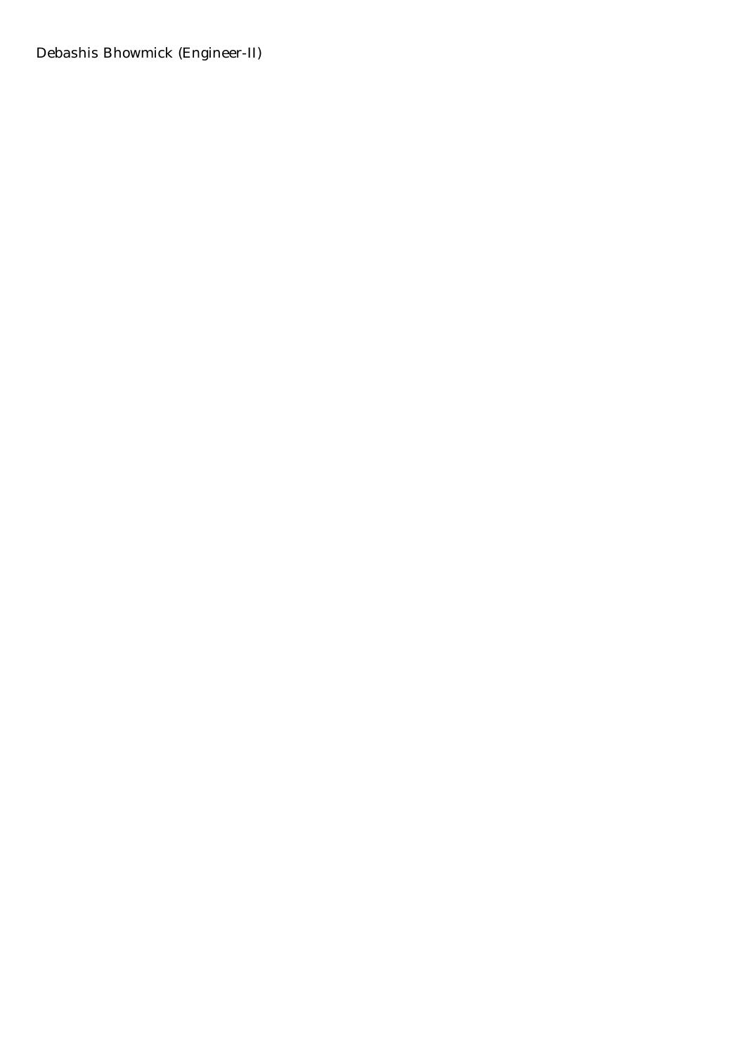Debashis Bhowmick (Engineer-II)